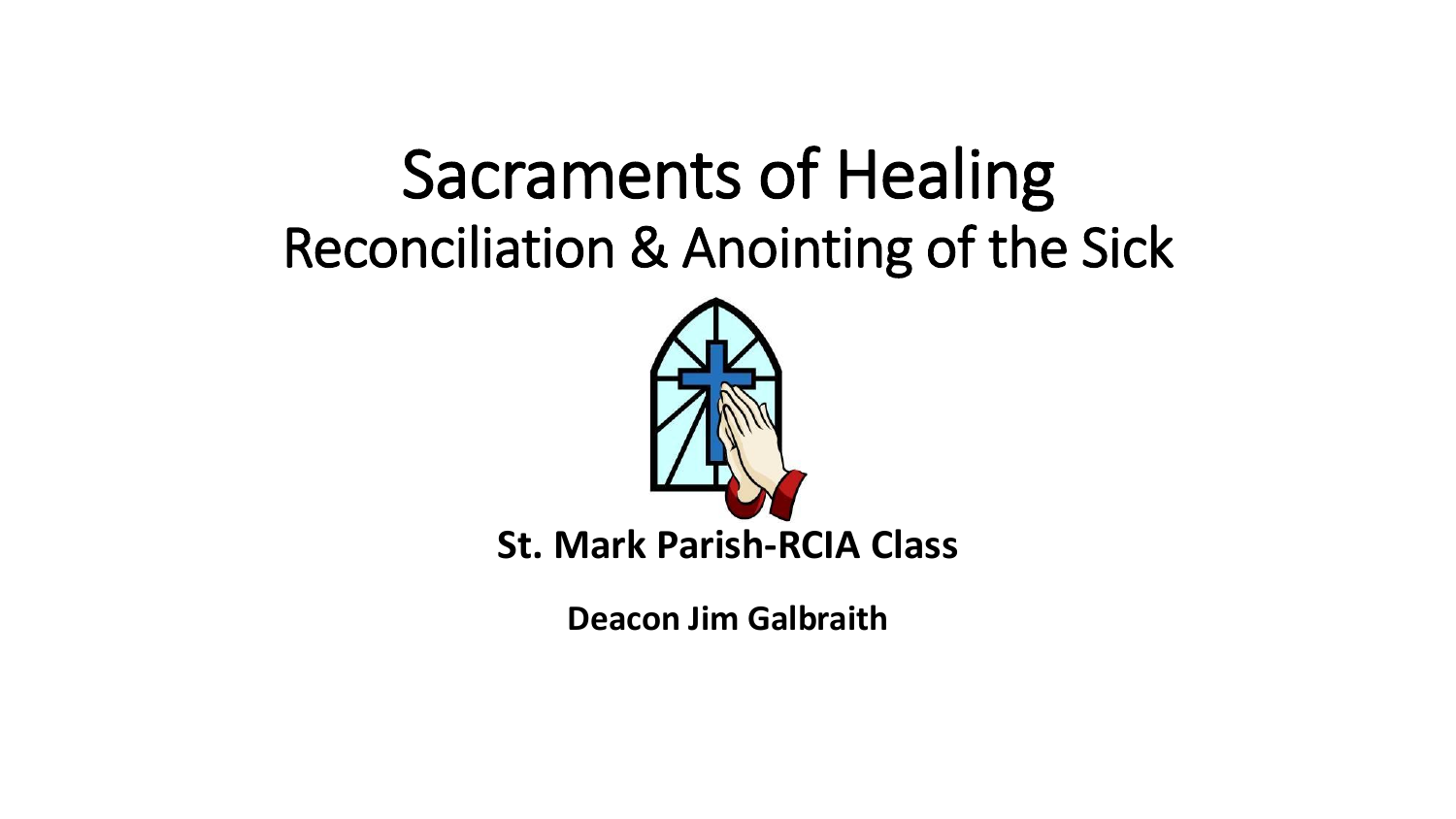# Sacraments of Healing

## Reconciliation & Anointing of the Sick

**St. Mark Parish-RCIA Class**

**Deacon Jim Galbraith**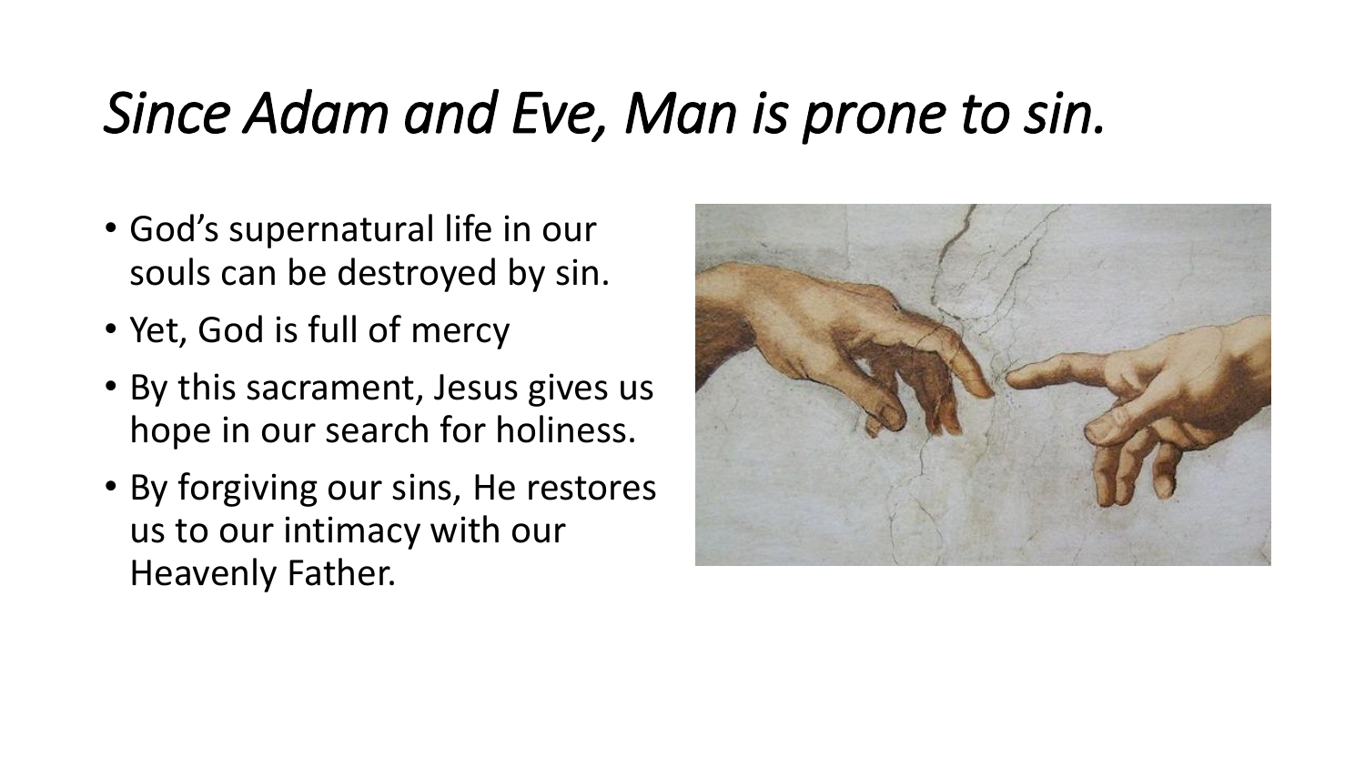# *Since Adam and Eve, Man is prone to sin.*

- God's supernatural life in our souls can be destroyed by sin.
- Yet, God is full of mercy
- By this sacrament, Jesus gives us hope in our search for holiness.
- By forgiving our sins, He restores us to our intimacy with our Heavenly Father.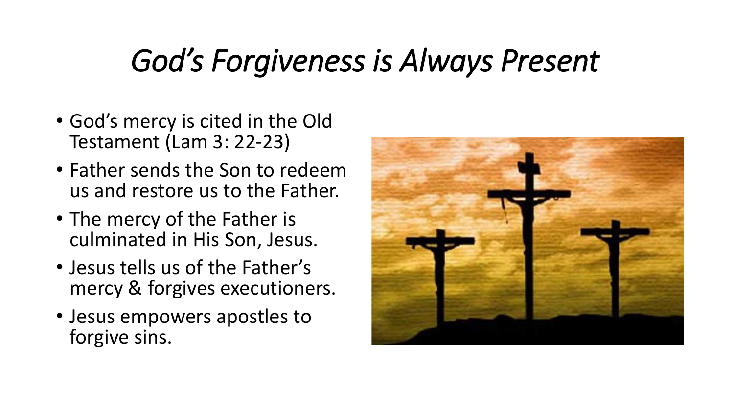# *God's Forgiveness is Always Present*

- God's mercy is cited in the Old Testament (Lam 3: 22-23)
- Father sends the Son to redeem us and restore us to the Father.
- The mercy of the Father is culminated in His Son, Jesus.
- Jesus tells us of the Father's mercy & forgives executioners.
- Jesus empowers apostles to forgive sins.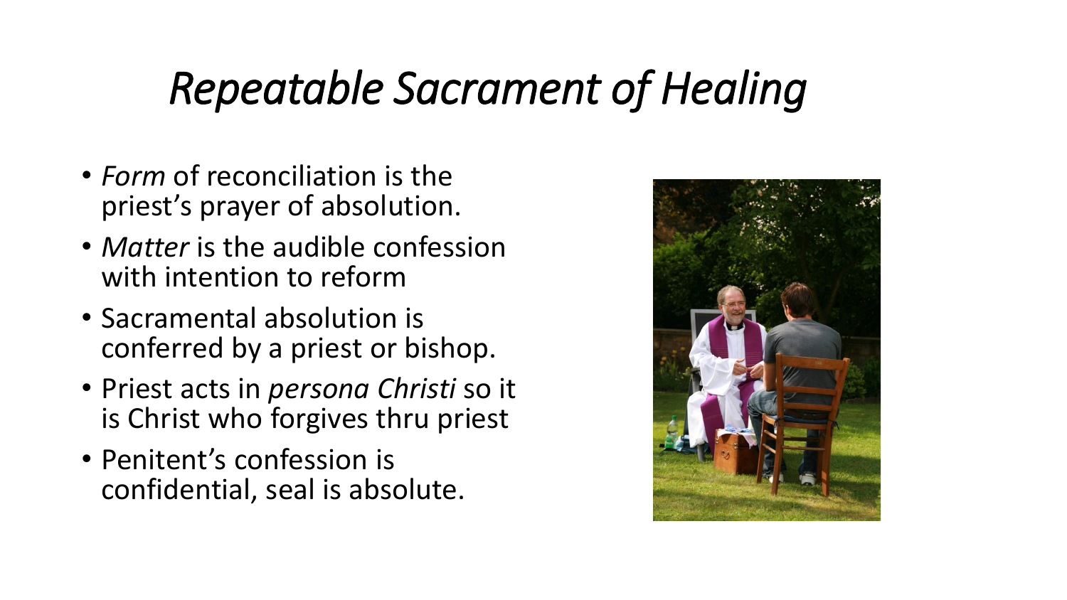# *Repeatable Sacrament of Healing*

- *Form* of reconciliation is the priest's prayer of absolution.
- *Matter* is the audible confession with intention to reform
- Sacramental absolution is conferred by a priest or bishop.
- Priest acts in *persona Christi* so it is Christ who forgives thru priest
- Penitent's confession is confidential, seal is absolute.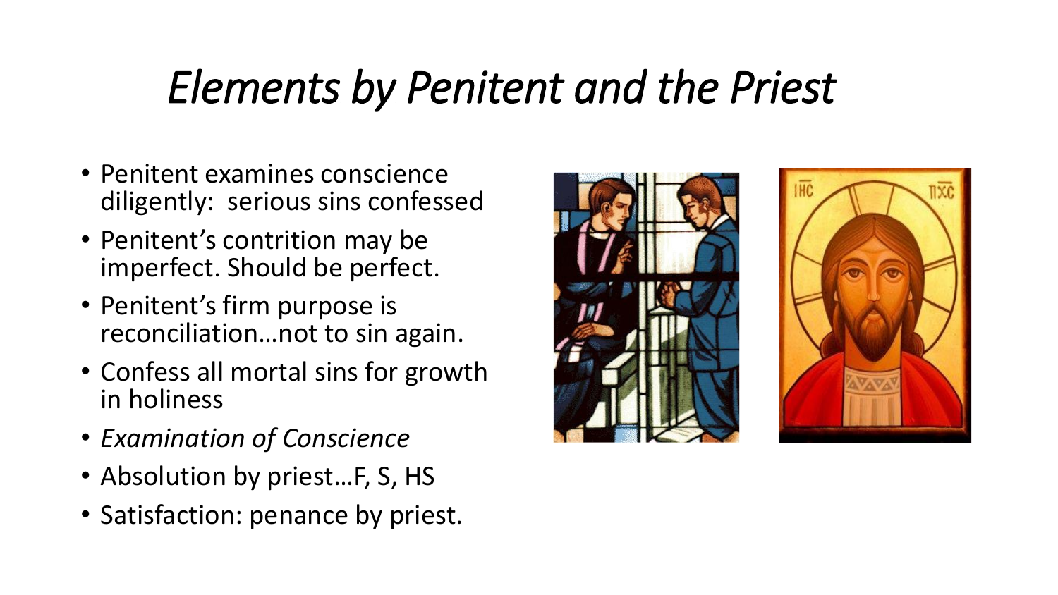# *Elements by Penitent and the Priest*

- Penitent examines conscience diligently: serious sins confessed
- Penitent's contrition may be imperfect. Should be perfect.
- Penitent's firm purpose is reconciliation…not to sin again.
- Confess all mortal sins for growth in holiness
- *Examination of Conscience*
- Absolution by priest…F, S, HS
- Satisfaction: penance by priest.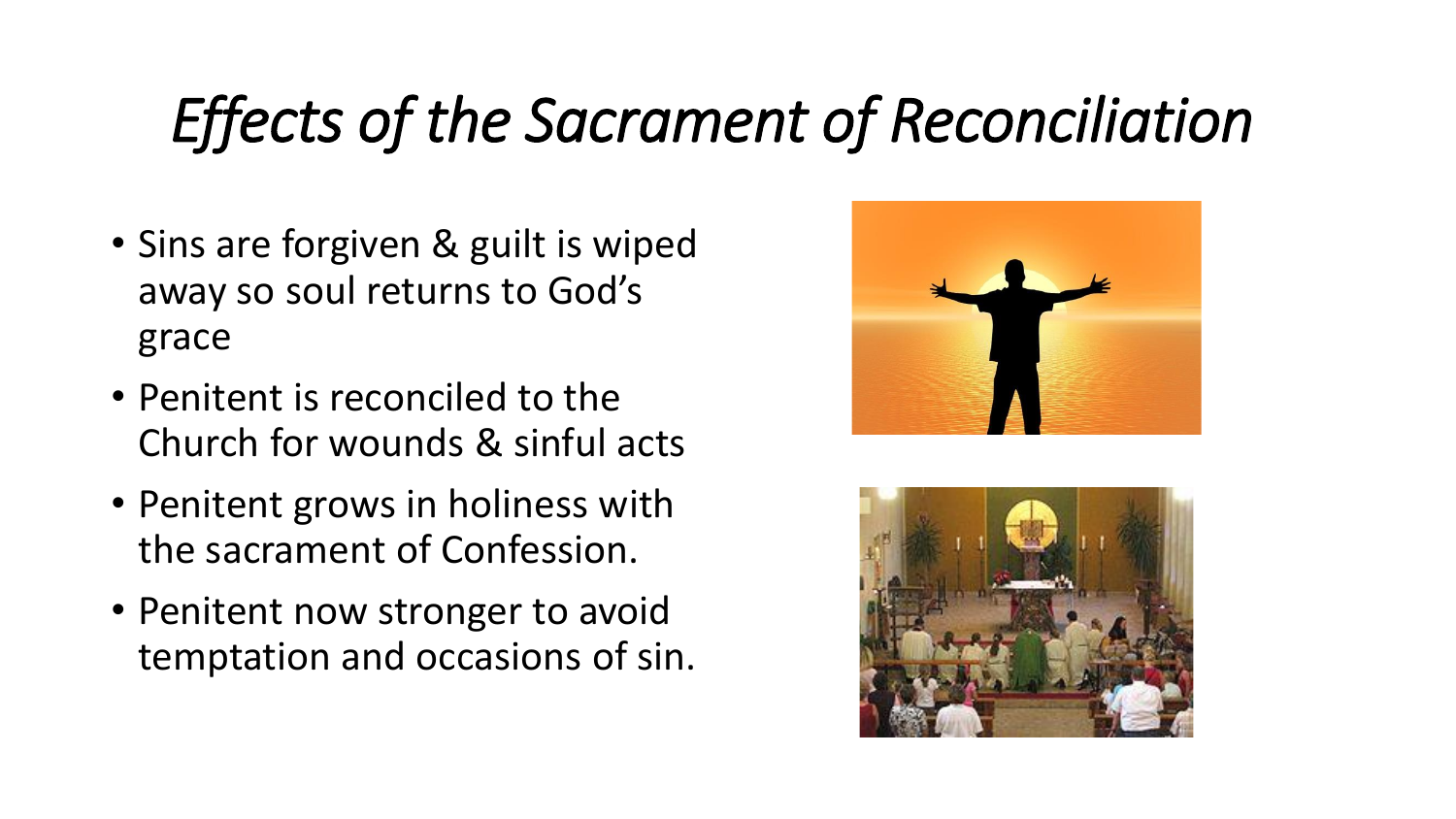# *Effects of the Sacrament of Reconciliation*

- Sins are forgiven & guilt is wiped away so soul returns to God's grace
- Penitent is reconciled to the Church for wounds & sinful acts
- Penitent grows in holiness with the sacrament of Confession.
- Penitent now stronger to avoid temptation and occasions of sin.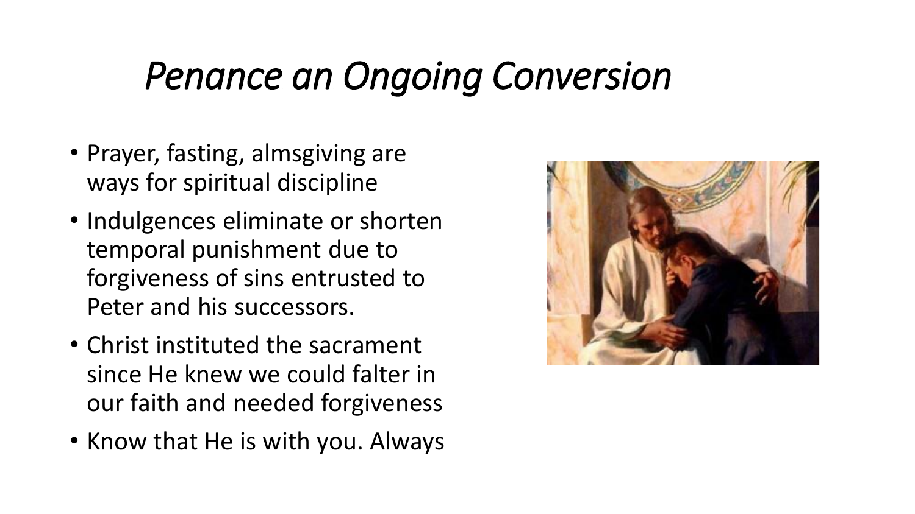# *Penance an Ongoing Conversion*

- Prayer, fasting, almsgiving are ways for spiritual discipline
- Indulgences eliminate or shorten temporal punishment due to forgiveness of sins entrusted to Peter and his successors.
- Christ instituted the sacrament since He knew we could falter in our faith and needed forgiveness
- Know that He is with you. Always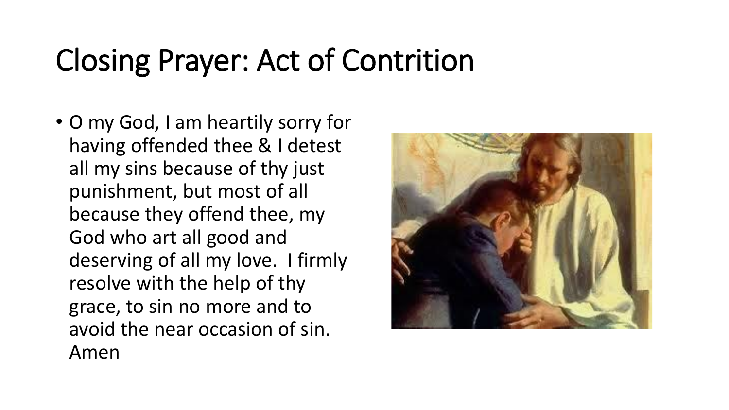# Closing Prayer: Act of Contrition

- O my God, I am heartily sorry for having offended thee & I detest all my sins because of thy just punishment, but most of all because they offend thee, my God who art all good and deserving of all my love. I firmly resolve with the help of thy grace, to sin no more and to avoid the near occasion of sin. Amen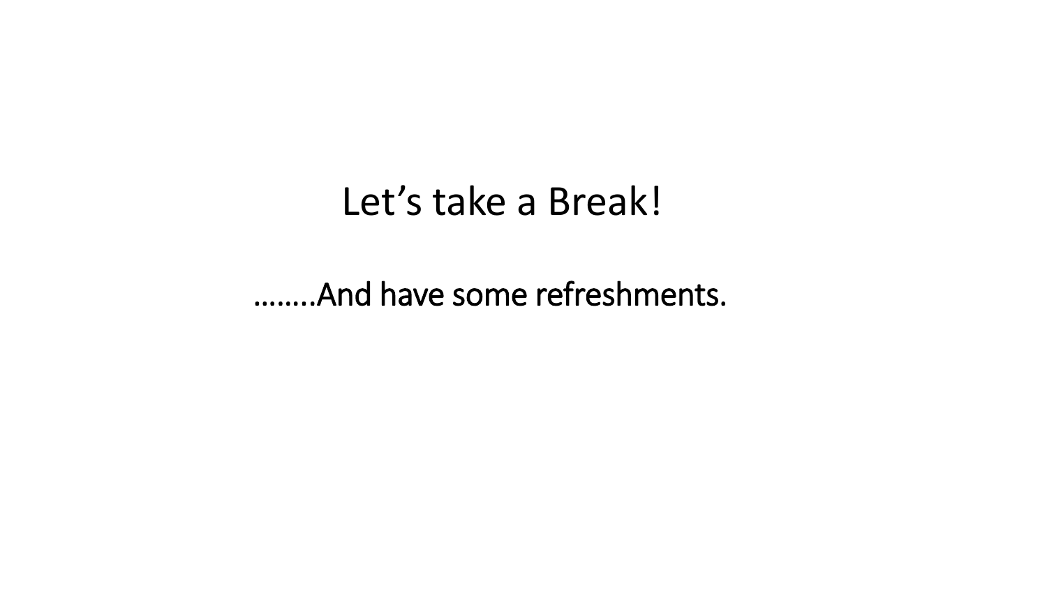# Let's take a Break!

……..And have some refreshments.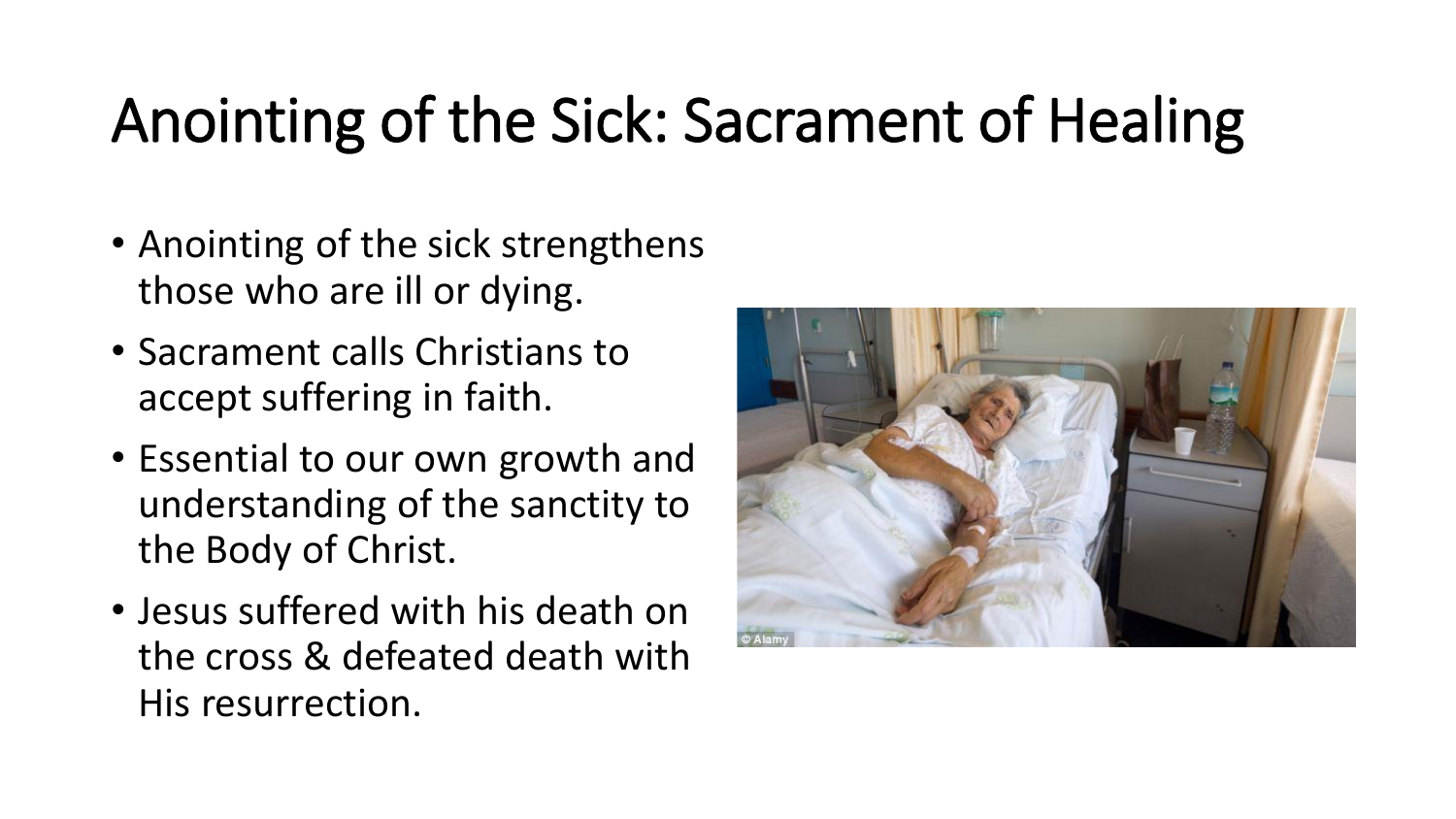# Anointing of the Sick: Sacrament of Healing

- Anointing of the sick strengthens those who are ill or dying.
- Sacrament calls Christians to accept suffering in faith.
- Essential to our own growth and understanding of the sanctity to the Body of Christ.
- Jesus suffered with his death on the cross & defeated death with His resurrection.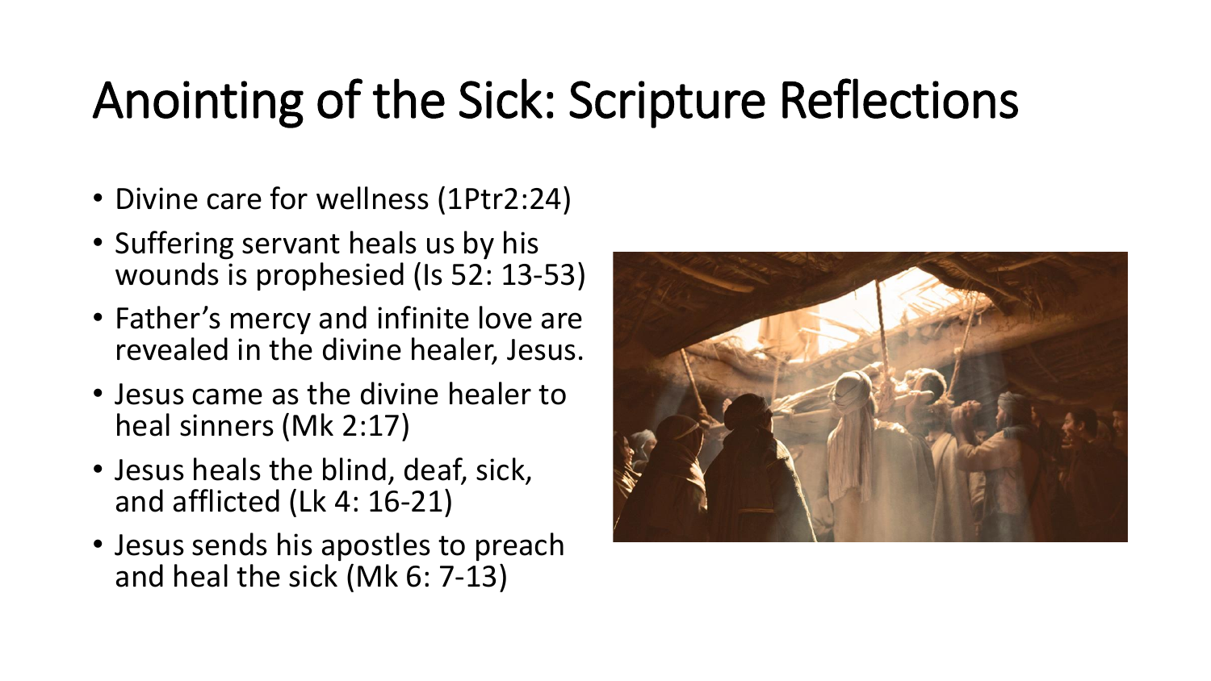# Anointing of the Sick: Scripture Reflections

- Divine care for wellness (1Ptr2:24)
- Suffering servant heals us by his wounds is prophesied (Is 52: 13-53)
- Father's mercy and infinite love are revealed in the divine healer, Jesus.
- Jesus came as the divine healer to heal sinners (Mk 2:17)
- Jesus heals the blind, deaf, sick, and afflicted (Lk 4: 16-21)
- Jesus sends his apostles to preach and heal the sick (Mk 6: 7-13)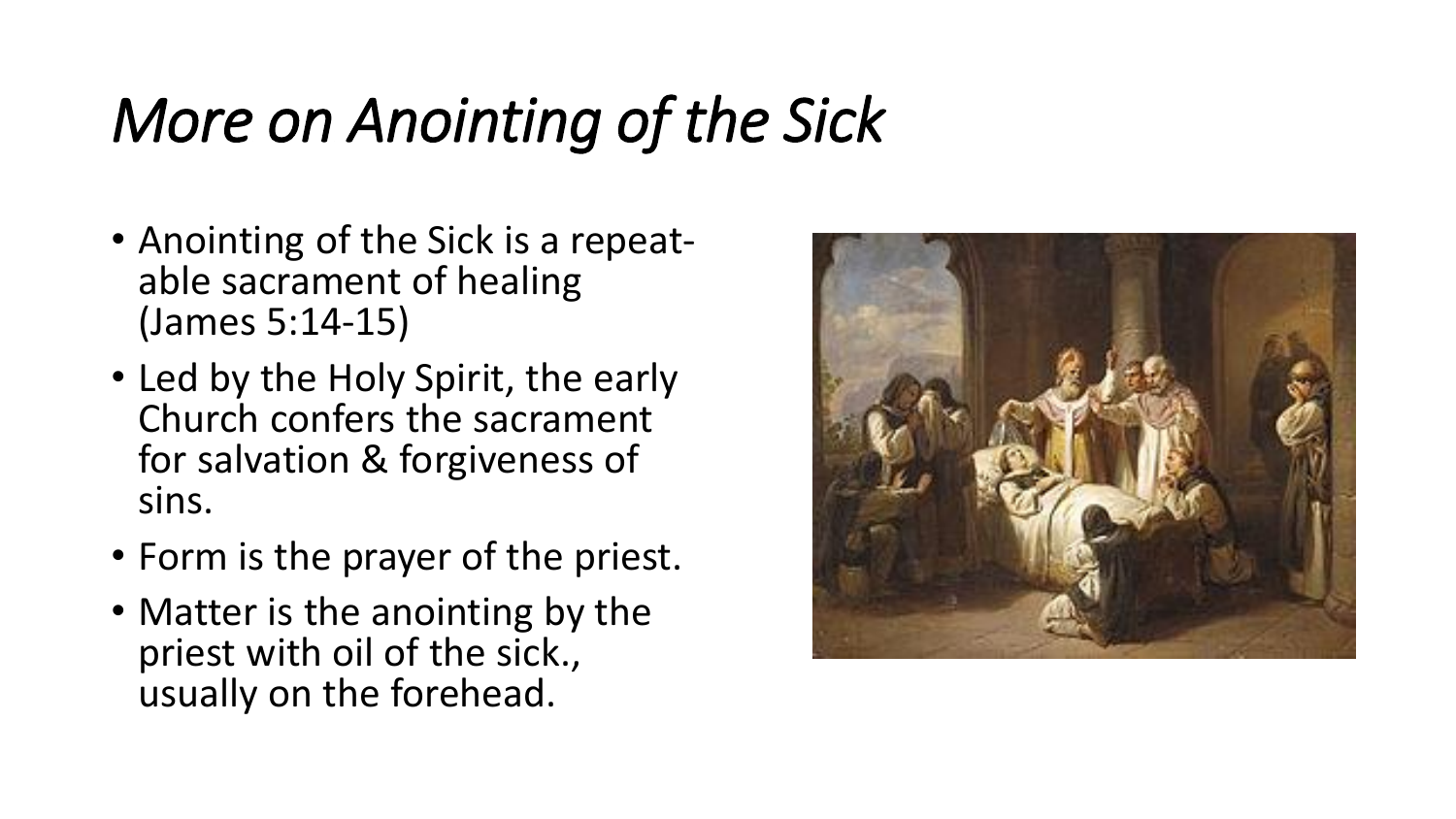# *More on Anointing of the Sick*

- Anointing of the Sick is a repeat-able sacrament of healing (James 5:14-15)
- Led by the Holy Spirit, the early Church confers the sacrament for salvation & forgiveness of sins.
- Form is the prayer of the priest.
- Matter is the anointing by the priest with oil of the sick., usually on the forehead.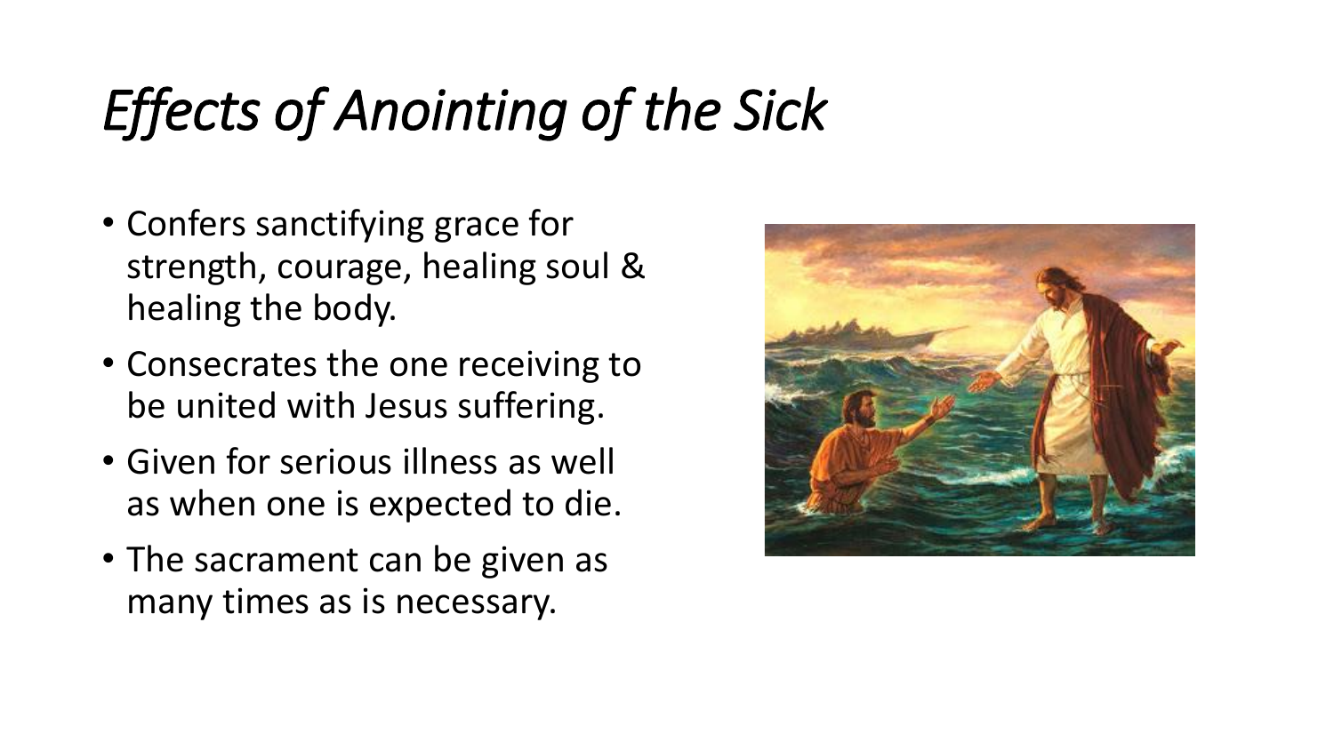# *Effects of Anointing of the Sick*

- Confers sanctifying grace for strength, courage, healing soul & healing the body.
- Consecrates the one receiving to be united with Jesus suffering.
- Given for serious illness as well as when one is expected to die.
- The sacrament can be given as many times as is necessary.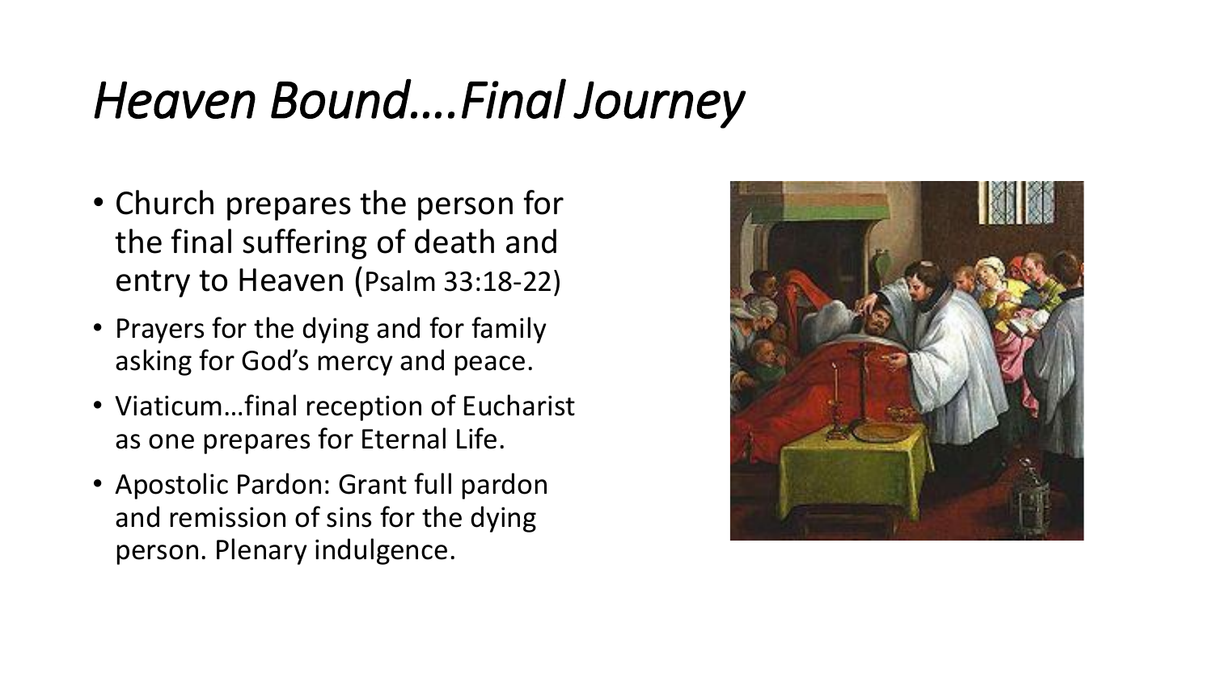# *Heaven Bound….Final Journey*

- Church prepares the person for the final suffering of death and entry to Heaven (Psalm 33:18-22)
- Prayers for the dying and for family asking for God's mercy and peace.
- Viaticum…final reception of Eucharist as one prepares for Eternal Life.
- Apostolic Pardon: Grant full pardon and remission of sins for the dying person. Plenary indulgence.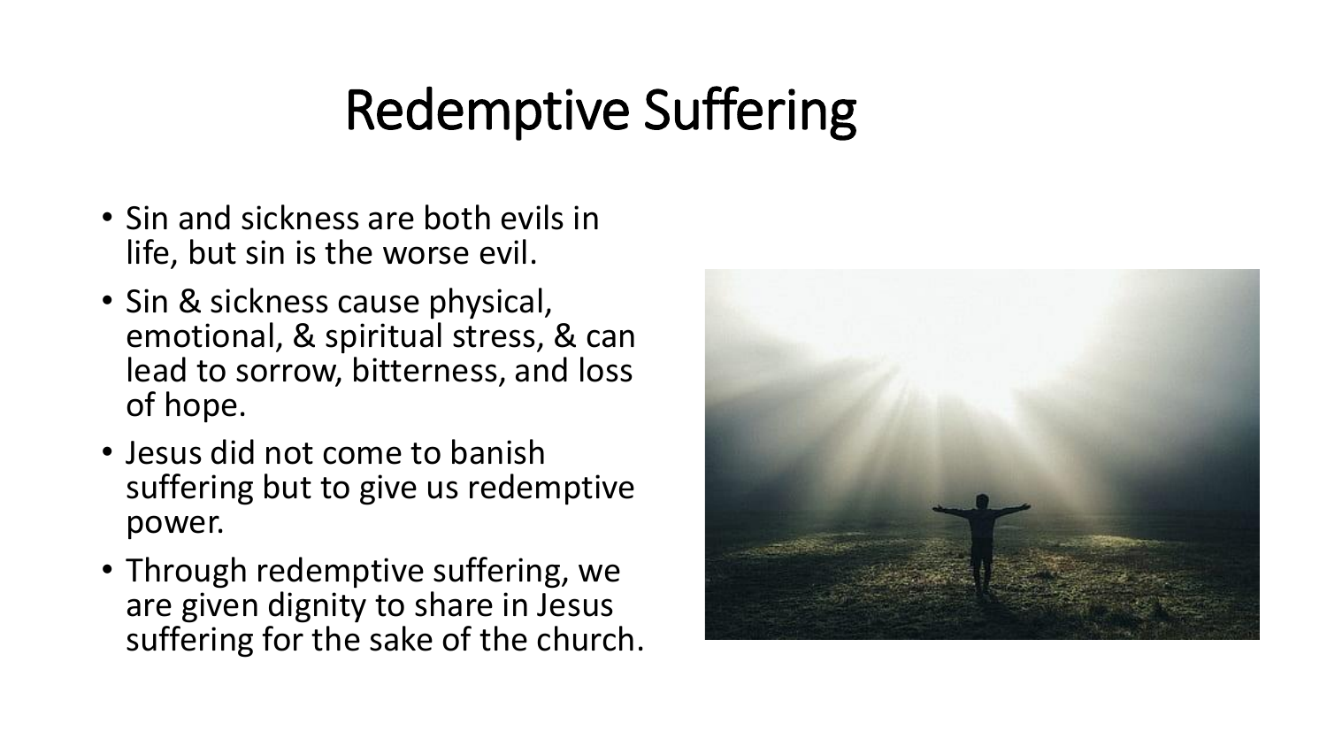# Redemptive Suffering

- Sin and sickness are both evils in life, but sin is the worse evil.
- Sin & sickness cause physical, emotional, & spiritual stress, & can lead to sorrow, bitterness, and loss of hope.
- Jesus did not come to banish suffering but to give us redemptive power.
- Through redemptive suffering, we are given dignity to share in Jesus suffering for the sake of the church.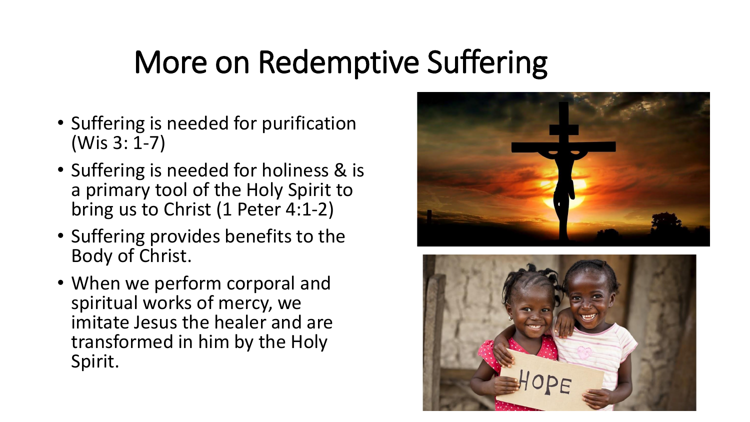# More on Redemptive Suffering

- Suffering is needed for purification (Wis 3: 1-7)
- Suffering is needed for holiness & is a primary tool of the Holy Spirit to bring us to Christ (1 Peter 4:1-2)
- Suffering provides benefits to the Body of Christ.
- When we perform corporal and spiritual works of mercy, we imitate Jesus the healer and are transformed in him by the Holy Spirit.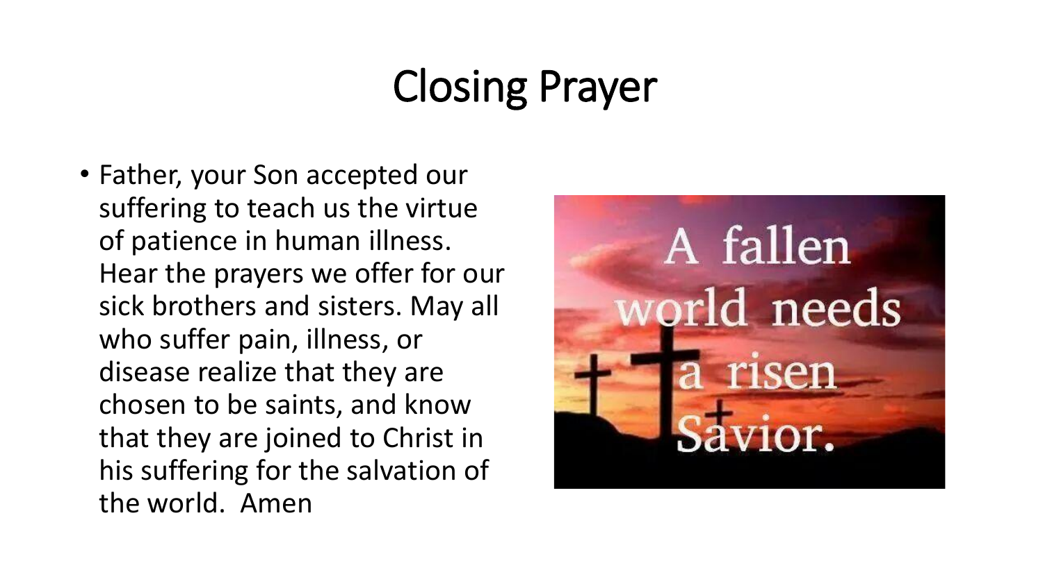# Closing Prayer

- Father, your Son accepted our suffering to teach us the virtue of patience in human illness. Hear the prayers we offer for our sick brothers and sisters. May all who suffer pain, illness, or disease realize that they are chosen to be saints, and know that they are joined to Christ in his suffering for the salvation of the world.  Amen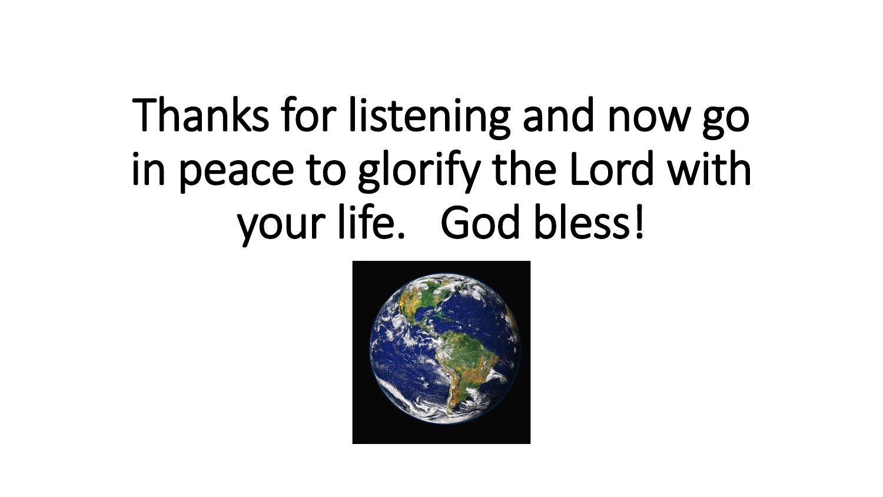Thanks for listening and now go in peace to glorify the Lord with your life.   God bless!